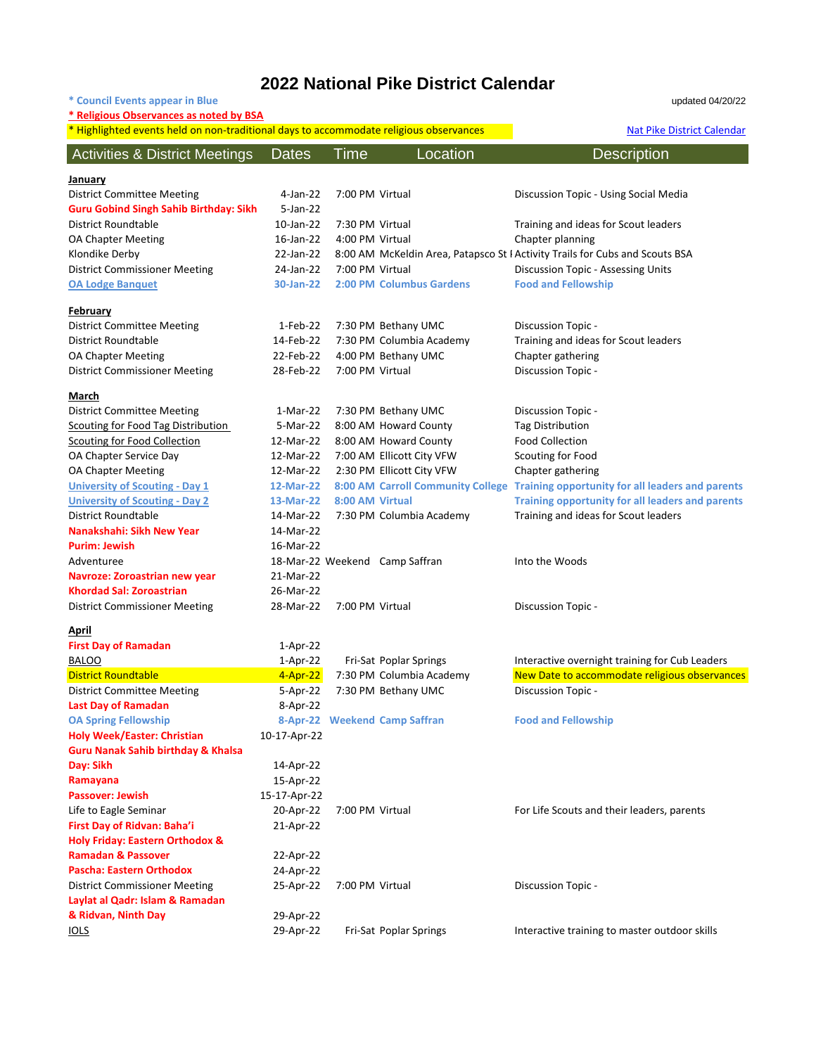# 2022 National Pike District Calendar

updated 04/20/22

* Council Events appear in Blue
* Religious Observances as noted by BSA
* Highlighted events held on non-traditional days to accommodate religious observances

Nat Pike District Calendar

| Activities & District Meetings | Dates | Time | Location | Description |
|---|---|---|---|---|
| **January** | | | | |
| District Committee Meeting | 4-Jan-22 | 7:00 PM | Virtual | Discussion Topic - Using Social Media |
| **Guru Gobind Singh Sahib Birthday: Sikh** | 5-Jan-22 | | | |
| District Roundtable | 10-Jan-22 | 7:30 PM | Virtual | Training and ideas for Scout leaders |
| OA Chapter Meeting | 16-Jan-22 | 4:00 PM | Virtual | Chapter planning |
| Klondike Derby | 22-Jan-22 | 8:00 AM | McKeldin Area, Patapsco St I | Activity Trails for Cubs and Scouts BSA |
| District Commissioner Meeting | 24-Jan-22 | 7:00 PM | Virtual | Discussion Topic - Assessing Units |
| **OA Lodge Banquet** | **30-Jan-22** | **2:00 PM** | **Columbus Gardens** | **Food and Fellowship** |
| **February** | | | | |
| District Committee Meeting | 1-Feb-22 | 7:30 PM | Bethany UMC | Discussion Topic - |
| District Roundtable | 14-Feb-22 | 7:30 PM | Columbia Academy | Training and ideas for Scout leaders |
| OA Chapter Meeting | 22-Feb-22 | 4:00 PM | Bethany UMC | Chapter gathering |
| District Commissioner Meeting | 28-Feb-22 | 7:00 PM | Virtual | Discussion Topic - |
| **March** | | | | |
| District Committee Meeting | 1-Mar-22 | 7:30 PM | Bethany UMC | Discussion Topic - |
| Scouting for Food Tag Distribution | 5-Mar-22 | 8:00 AM | Howard County | Tag Distribution |
| Scouting for Food Collection | 12-Mar-22 | 8:00 AM | Howard County | Food Collection |
| OA Chapter Service Day | 12-Mar-22 | 7:00 AM | Ellicott City VFW | Scouting for Food |
| OA Chapter Meeting | 12-Mar-22 | 2:30 PM | Ellicott City VFW | Chapter gathering |
| **University of Scouting - Day 1** | **12-Mar-22** | **8:00 AM** | **Carroll Community College** | **Training opportunity for all leaders and parents** |
| **University of Scouting - Day 2** | **13-Mar-22** | **8:00 AM** | **Virtual** | **Training opportunity for all leaders and parents** |
| District Roundtable | 14-Mar-22 | 7:30 PM | Columbia Academy | Training and ideas for Scout leaders |
| **Nanakshahi: Sikh New Year** | 14-Mar-22 | | | |
| **Purim: Jewish** | 16-Mar-22 | | | |
| Adventuree | 18-Mar-22 | Weekend | Camp Saffran | Into the Woods |
| **Navroze: Zoroastrian new year** | 21-Mar-22 | | | |
| **Khordad Sal: Zoroastrian** | 26-Mar-22 | | | |
| District Commissioner Meeting | 28-Mar-22 | 7:00 PM | Virtual | Discussion Topic - |
| **April** | | | | |
| **First Day of Ramadan** | 1-Apr-22 | | | |
| BALOO | 1-Apr-22 | Fri-Sat | Poplar Springs | Interactive overnight training for Cub Leaders |
| District Roundtable | 4-Apr-22 | 7:30 PM | Columbia Academy | New Date to accommodate religious observances |
| District Committee Meeting | 5-Apr-22 | 7:30 PM | Bethany UMC | Discussion Topic - |
| **Last Day of Ramadan** | 8-Apr-22 | | | |
| **OA Spring Fellowship** | **8-Apr-22** | **Weekend** | **Camp Saffran** | **Food and Fellowship** |
| **Holy Week/Easter: Christian** | 10-17-Apr-22 | | | |
| **Guru Nanak Sahib birthday & Khalsa Day: Sikh** | 14-Apr-22 | | | |
| **Ramayana** | 15-Apr-22 | | | |
| **Passover: Jewish** | 15-17-Apr-22 | | | |
| Life to Eagle Seminar | 20-Apr-22 | 7:00 PM | Virtual | For Life Scouts and their leaders, parents |
| **First Day of Ridvan: Baha'i** | 21-Apr-22 | | | |
| **Holy Friday: Eastern Orthodox & Ramadan & Passover** | 22-Apr-22 | | | |
| **Pascha: Eastern Orthodox** | 24-Apr-22 | | | |
| District Commissioner Meeting | 25-Apr-22 | 7:00 PM | Virtual | Discussion Topic - |
| **Laylat al Qadr: Islam & Ramadan & Ridvan, Ninth Day** | 29-Apr-22 | | | |
| IOLS | 29-Apr-22 | Fri-Sat | Poplar Springs | Interactive training to master outdoor skills |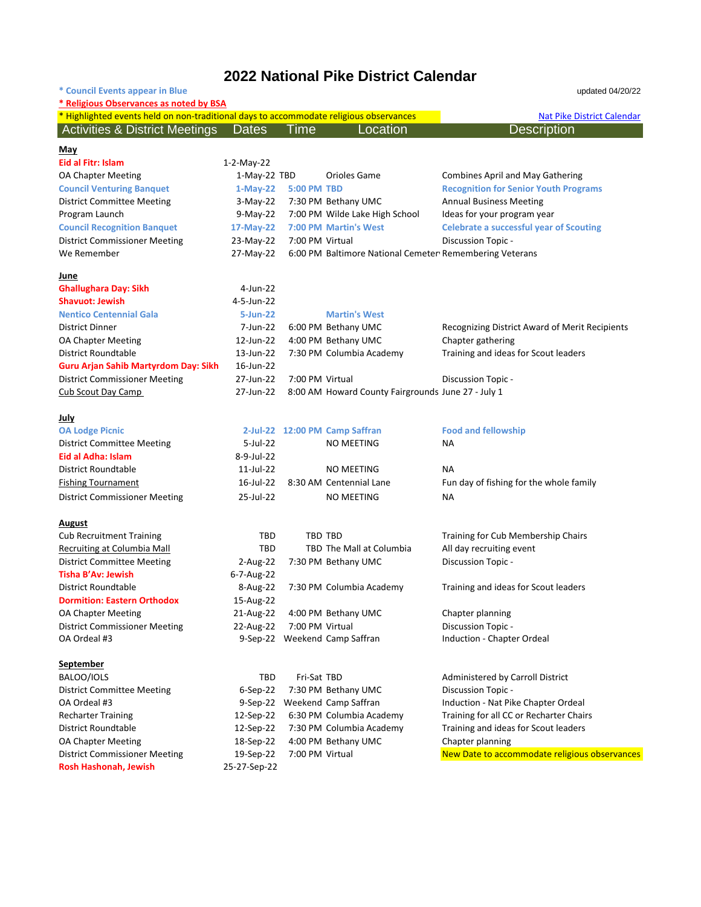# 2022 National Pike District Calendar

* Council Events appear in Blue

updated 04/20/22

* Religious Observances as noted by BSA

* Highlighted events held on non-traditional days to accommodate religious observances

Nat Pike District Calendar

| Activities & District Meetings | Dates | Time | Location | Description |
|---|---|---|---|---|
| **May** | | | | |
| **Eid al Fitr: Islam** | 1-2-May-22 | | | |
| OA Chapter Meeting | 1-May-22 | TBD | Orioles Game | Combines April and May Gathering |
| **Council Venturing Banquet** | **1-May-22** | **5:00 PM** | **TBD** | **Recognition for Senior Youth Programs** |
| District Committee Meeting | 3-May-22 | 7:30 PM | Bethany UMC | Annual Business Meeting |
| Program Launch | 9-May-22 | 7:00 PM | Wilde Lake High School | Ideas for your program year |
| **Council Recognition Banquet** | **17-May-22** | **7:00 PM** | **Martin's West** | **Celebrate a successful year of Scouting** |
| District Commissioner Meeting | 23-May-22 | 7:00 PM | Virtual | Discussion Topic - |
| We Remember | 27-May-22 | 6:00 PM | Baltimore National Cemetery | Remembering Veterans |
| **June** | | | | |
| **Ghallughara Day: Sikh** | 4-Jun-22 | | | |
| **Shavuot: Jewish** | 4-5-Jun-22 | | | |
| **Nentico Centennial Gala** | **5-Jun-22** | | **Martin's West** | |
| District Dinner | 7-Jun-22 | 6:00 PM | Bethany UMC | Recognizing District Award of Merit Recipients |
| OA Chapter Meeting | 12-Jun-22 | 4:00 PM | Bethany UMC | Chapter gathering |
| District Roundtable | 13-Jun-22 | 7:30 PM | Columbia Academy | Training and ideas for Scout leaders |
| **Guru Arjan Sahib Martyrdom Day: Sikh** | 16-Jun-22 | | | |
| District Commissioner Meeting | 27-Jun-22 | 7:00 PM | Virtual | Discussion Topic - |
| Cub Scout Day Camp | 27-Jun-22 | 8:00 AM | Howard County Fairgrounds | June 27 - July 1 |
| **July** | | | | |
| **OA Lodge Picnic** | **2-Jul-22** | **12:00 PM** | **Camp Saffran** | **Food and fellowship** |
| District Committee Meeting | 5-Jul-22 | | NO MEETING | NA |
| **Eid al Adha: Islam** | 8-9-Jul-22 | | | |
| District Roundtable | 11-Jul-22 | | NO MEETING | NA |
| Fishing Tournament | 16-Jul-22 | 8:30 AM | Centennial Lane | Fun day of fishing for the whole family |
| District Commissioner Meeting | 25-Jul-22 | | NO MEETING | NA |
| **August** | | | | |
| Cub Recruitment Training | TBD | TBD | TBD | Training for Cub Membership Chairs |
| Recruiting at Columbia Mall | TBD | TBD | The Mall at Columbia | All day recruiting event |
| District Committee Meeting | 2-Aug-22 | 7:30 PM | Bethany UMC | Discussion Topic - |
| **Tisha B'Av: Jewish** | 6-7-Aug-22 | | | |
| District Roundtable | 8-Aug-22 | 7:30 PM | Columbia Academy | Training and ideas for Scout leaders |
| **Dormition: Eastern Orthodox** | 15-Aug-22 | | | |
| OA Chapter Meeting | 21-Aug-22 | 4:00 PM | Bethany UMC | Chapter planning |
| District Commissioner Meeting | 22-Aug-22 | 7:00 PM | Virtual | Discussion Topic - |
| OA Ordeal #3 | 9-Sep-22 | Weekend | Camp Saffran | Induction - Chapter Ordeal |
| **September** | | | | |
| BALOO/IOLS | TBD | Fri-Sat | TBD | Administered by Carroll District |
| District Committee Meeting | 6-Sep-22 | 7:30 PM | Bethany UMC | Discussion Topic - |
| OA Ordeal #3 | 9-Sep-22 | Weekend | Camp Saffran | Induction - Nat Pike Chapter Ordeal |
| Recharter Training | 12-Sep-22 | 6:30 PM | Columbia Academy | Training for all CC or Recharter Chairs |
| District Roundtable | 12-Sep-22 | 7:30 PM | Columbia Academy | Training and ideas for Scout leaders |
| OA Chapter Meeting | 18-Sep-22 | 4:00 PM | Bethany UMC | Chapter planning |
| District Commissioner Meeting | 19-Sep-22 | 7:00 PM | Virtual | New Date to accommodate religious observances |
| **Rosh Hashonah, Jewish** | 25-27-Sep-22 | | | |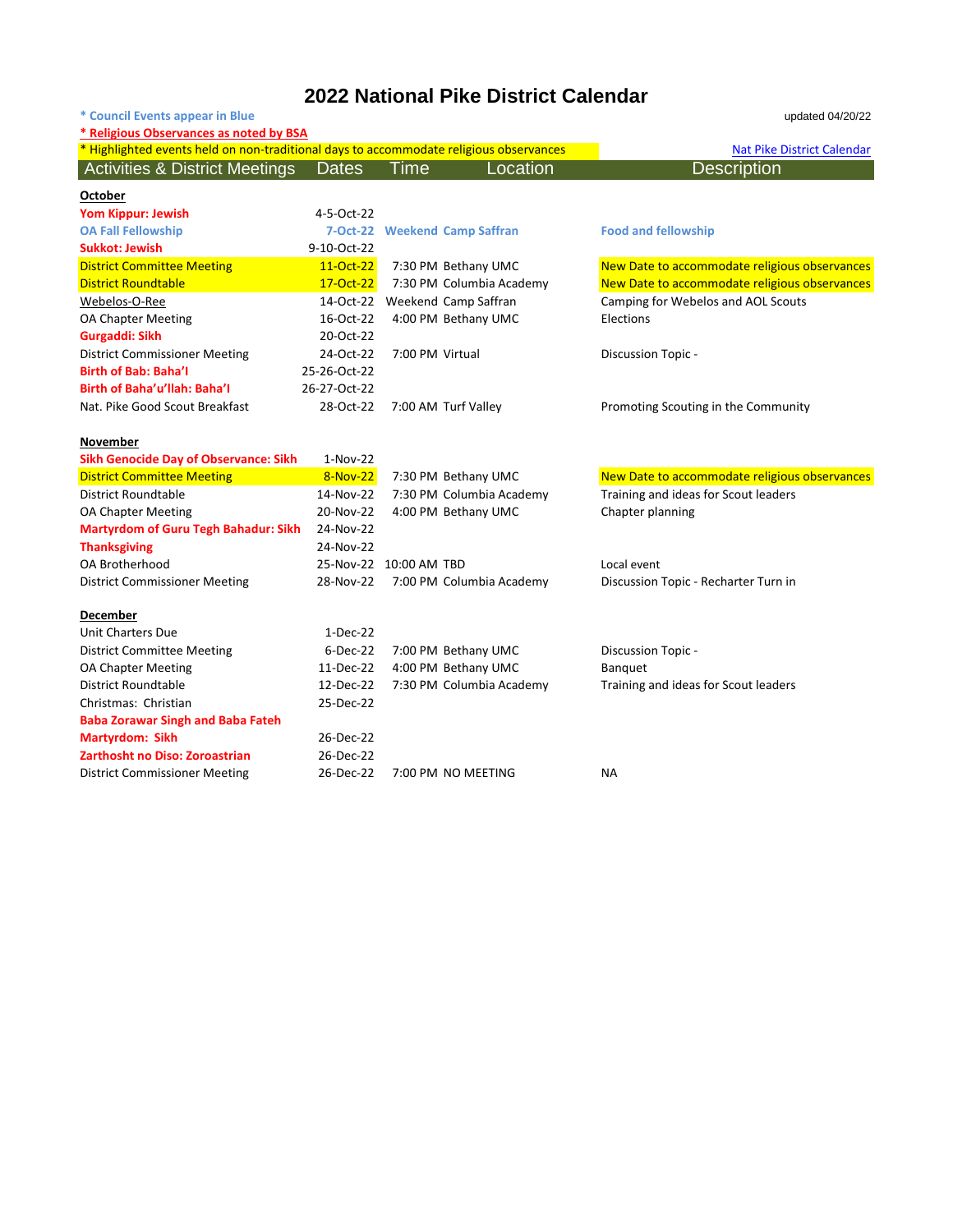# 2022 National Pike District Calendar

* Council Events appear in Blue

updated 04/20/22

* Religious Observances as noted by BSA

* Highlighted events held on non-traditional days to accommodate religious observances

Nat Pike District Calendar

| Activities & District Meetings | Dates | Time | Location | Description |
|---|---|---|---|---|
| **October** | | | | |
| **Yom Kippur: Jewish** | 4-5-Oct-22 | | | |
| **OA Fall Fellowship** | **7-Oct-22** | **Weekend** | **Camp Saffran** | **Food and fellowship** |
| **Sukkot: Jewish** | 9-10-Oct-22 | | | |
| District Committee Meeting | 11-Oct-22 | 7:30 PM | Bethany UMC | New Date to accommodate religious observances |
| District Roundtable | 17-Oct-22 | 7:30 PM | Columbia Academy | New Date to accommodate religious observances |
| Webelos-O-Ree | 14-Oct-22 | Weekend | Camp Saffran | Camping for Webelos and AOL Scouts |
| OA Chapter Meeting | 16-Oct-22 | 4:00 PM | Bethany UMC | Elections |
| **Gurgaddi: Sikh** | 20-Oct-22 | | | |
| District Commissioner Meeting | 24-Oct-22 | 7:00 PM | Virtual | Discussion Topic - |
| **Birth of Bab: Baha'I** | 25-26-Oct-22 | | | |
| **Birth of Baha'u'llah: Baha'I** | 26-27-Oct-22 | | | |
| Nat. Pike Good Scout Breakfast | 28-Oct-22 | 7:00 AM | Turf Valley | Promoting Scouting in the Community |
| **November** | | | | |
| **Sikh Genocide Day of Observance: Sikh** | 1-Nov-22 | | | |
| District Committee Meeting | 8-Nov-22 | 7:30 PM | Bethany UMC | New Date to accommodate religious observances |
| District Roundtable | 14-Nov-22 | 7:30 PM | Columbia Academy | Training and ideas for Scout leaders |
| OA Chapter Meeting | 20-Nov-22 | 4:00 PM | Bethany UMC | Chapter planning |
| **Martyrdom of Guru Tegh Bahadur: Sikh** | 24-Nov-22 | | | |
| **Thanksgiving** | 24-Nov-22 | | | |
| OA Brotherhood | 25-Nov-22 | 10:00 AM | TBD | Local event |
| District Commissioner Meeting | 28-Nov-22 | 7:00 PM | Columbia Academy | Discussion Topic - Recharter Turn in |
| **December** | | | | |
| Unit Charters Due | 1-Dec-22 | | | |
| District Committee Meeting | 6-Dec-22 | 7:00 PM | Bethany UMC | Discussion Topic - |
| OA Chapter Meeting | 11-Dec-22 | 4:00 PM | Bethany UMC | Banquet |
| District Roundtable | 12-Dec-22 | 7:30 PM | Columbia Academy | Training and ideas for Scout leaders |
| Christmas: Christian | 25-Dec-22 | | | |
| **Baba Zorawar Singh and Baba Fateh Martyrdom: Sikh** | 26-Dec-22 | | | |
| **Zarthosht no Diso: Zoroastrian** | 26-Dec-22 | | | |
| District Commissioner Meeting | 26-Dec-22 | 7:00 PM | NO MEETING | NA |